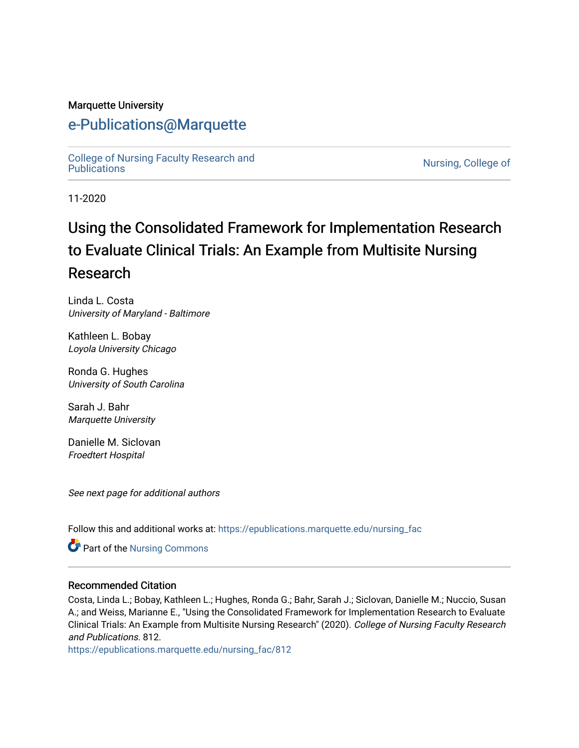Marquette University

# e-Publications@Marquette

College of Nursing Faculty Research and Publications

Nursing, College of

11-2020

## Using the Consolidated Framework for Implementation Research to Evaluate Clinical Trials: An Example from Multisite Nursing Research

Linda L. Costa
*University of Maryland - Baltimore*

Kathleen L. Bobay
*Loyola University Chicago*

Ronda G. Hughes
*University of South Carolina*

Sarah J. Bahr
*Marquette University*

Danielle M. Siclovan
*Froedtert Hospital*

*See next page for additional authors*

Follow this and additional works at: https://epublications.marquette.edu/nursing_fac

Part of the Nursing Commons

### Recommended Citation

Costa, Linda L.; Bobay, Kathleen L.; Hughes, Ronda G.; Bahr, Sarah J.; Siclovan, Danielle M.; Nuccio, Susan A.; and Weiss, Marianne E., "Using the Consolidated Framework for Implementation Research to Evaluate Clinical Trials: An Example from Multisite Nursing Research" (2020). *College of Nursing Faculty Research and Publications*. 812.
https://epublications.marquette.edu/nursing_fac/812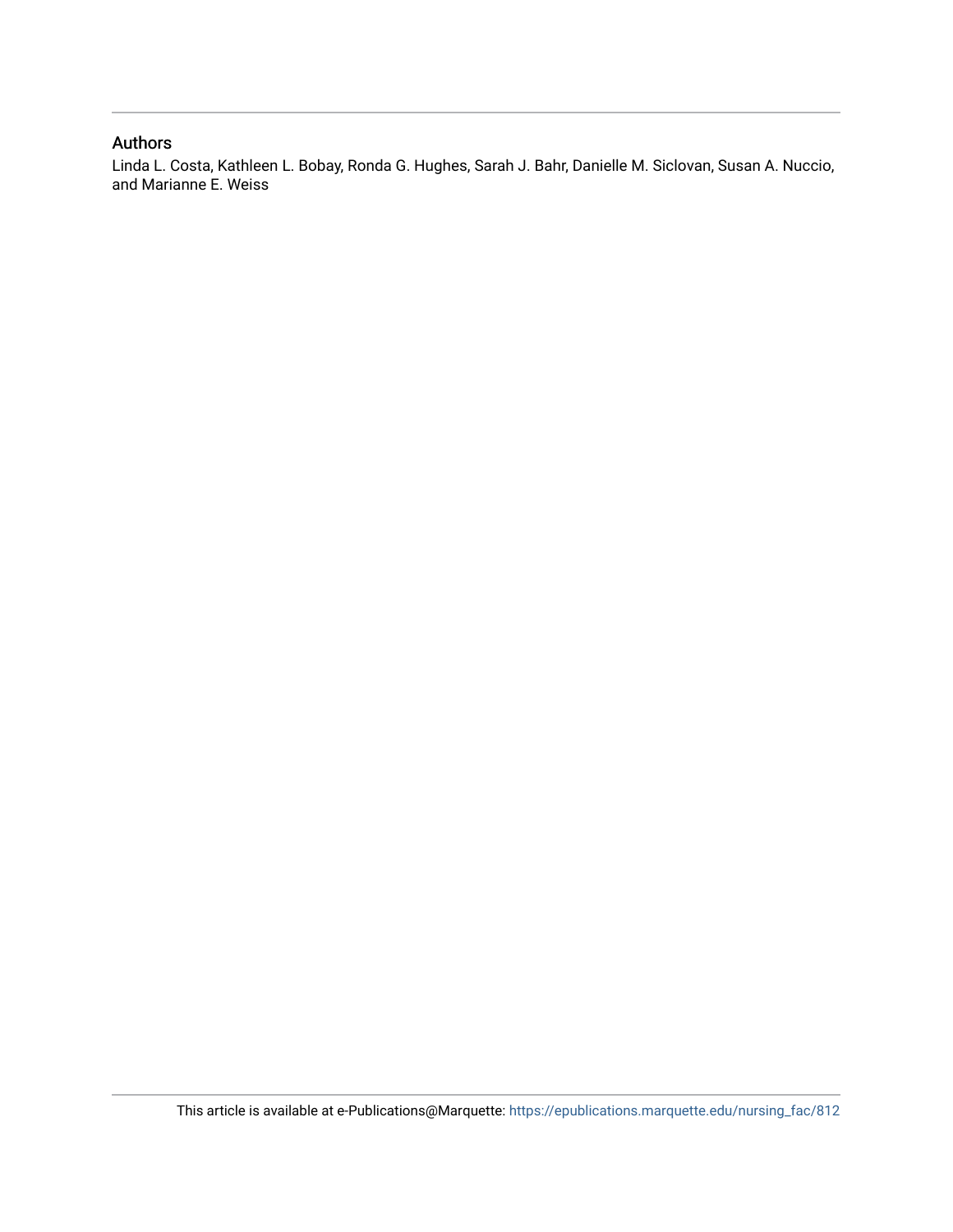## Authors

Linda L. Costa, Kathleen L. Bobay, Ronda G. Hughes, Sarah J. Bahr, Danielle M. Siclovan, Susan A. Nuccio, and Marianne E. Weiss

This article is available at e-Publications@Marquette: https://epublications.marquette.edu/nursing_fac/812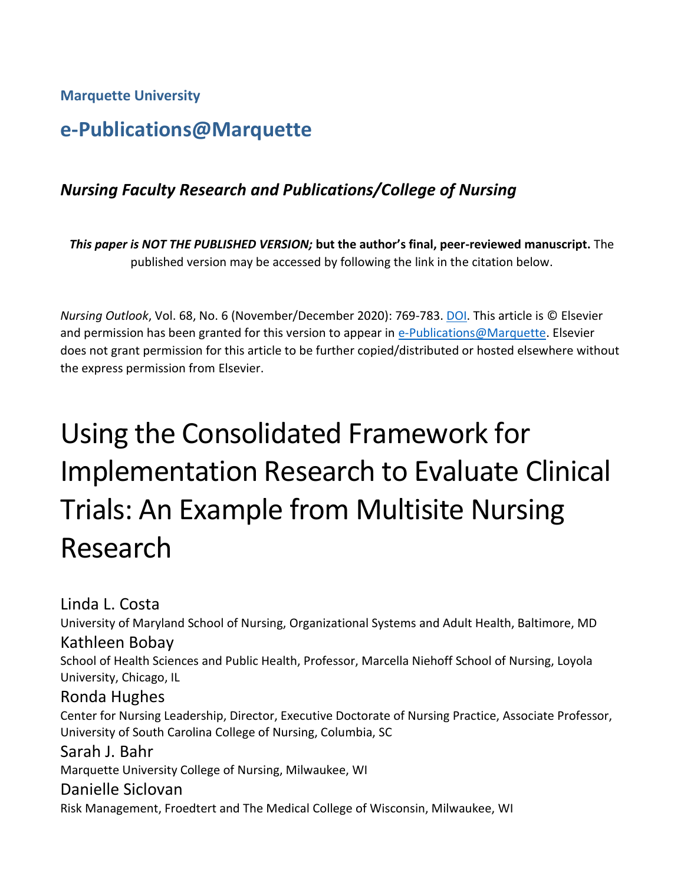**Marquette University**

## e-Publications@Marquette

### *Nursing Faculty Research and Publications/College of Nursing*

***This paper is NOT THE PUBLISHED VERSION;* but the author's final, peer-reviewed manuscript.** The published version may be accessed by following the link in the citation below.

*Nursing Outlook*, Vol. 68, No. 6 (November/December 2020): 769-783. DOI. This article is © Elsevier and permission has been granted for this version to appear in e-Publications@Marquette. Elsevier does not grant permission for this article to be further copied/distributed or hosted elsewhere without the express permission from Elsevier.

# Using the Consolidated Framework for Implementation Research to Evaluate Clinical Trials: An Example from Multisite Nursing Research

Linda L. Costa
University of Maryland School of Nursing, Organizational Systems and Adult Health, Baltimore, MD

Kathleen Bobay
School of Health Sciences and Public Health, Professor, Marcella Niehoff School of Nursing, Loyola University, Chicago, IL

Ronda Hughes
Center for Nursing Leadership, Director, Executive Doctorate of Nursing Practice, Associate Professor, University of South Carolina College of Nursing, Columbia, SC

Sarah J. Bahr
Marquette University College of Nursing, Milwaukee, WI

Danielle Siclovan
Risk Management, Froedtert and The Medical College of Wisconsin, Milwaukee, WI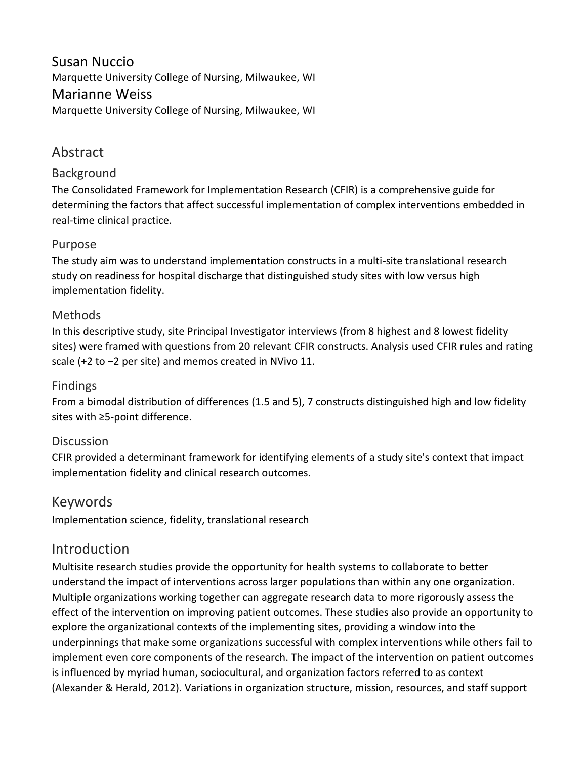## Susan Nuccio

Marquette University College of Nursing, Milwaukee, WI

## Marianne Weiss

Marquette University College of Nursing, Milwaukee, WI

# Abstract

### Background

The Consolidated Framework for Implementation Research (CFIR) is a comprehensive guide for determining the factors that affect successful implementation of complex interventions embedded in real-time clinical practice.

### Purpose

The study aim was to understand implementation constructs in a multi-site translational research study on readiness for hospital discharge that distinguished study sites with low versus high implementation fidelity.

### Methods

In this descriptive study, site Principal Investigator interviews (from 8 highest and 8 lowest fidelity sites) were framed with questions from 20 relevant CFIR constructs. Analysis used CFIR rules and rating scale (+2 to −2 per site) and memos created in NVivo 11.

### Findings

From a bimodal distribution of differences (1.5 and 5), 7 constructs distinguished high and low fidelity sites with ≥5-point difference.

### Discussion

CFIR provided a determinant framework for identifying elements of a study site's context that impact implementation fidelity and clinical research outcomes.

# Keywords

Implementation science, fidelity, translational research

# Introduction

Multisite research studies provide the opportunity for health systems to collaborate to better understand the impact of interventions across larger populations than within any one organization. Multiple organizations working together can aggregate research data to more rigorously assess the effect of the intervention on improving patient outcomes. These studies also provide an opportunity to explore the organizational contexts of the implementing sites, providing a window into the underpinnings that make some organizations successful with complex interventions while others fail to implement even core components of the research. The impact of the intervention on patient outcomes is influenced by myriad human, sociocultural, and organization factors referred to as context (Alexander & Herald, 2012). Variations in organization structure, mission, resources, and staff support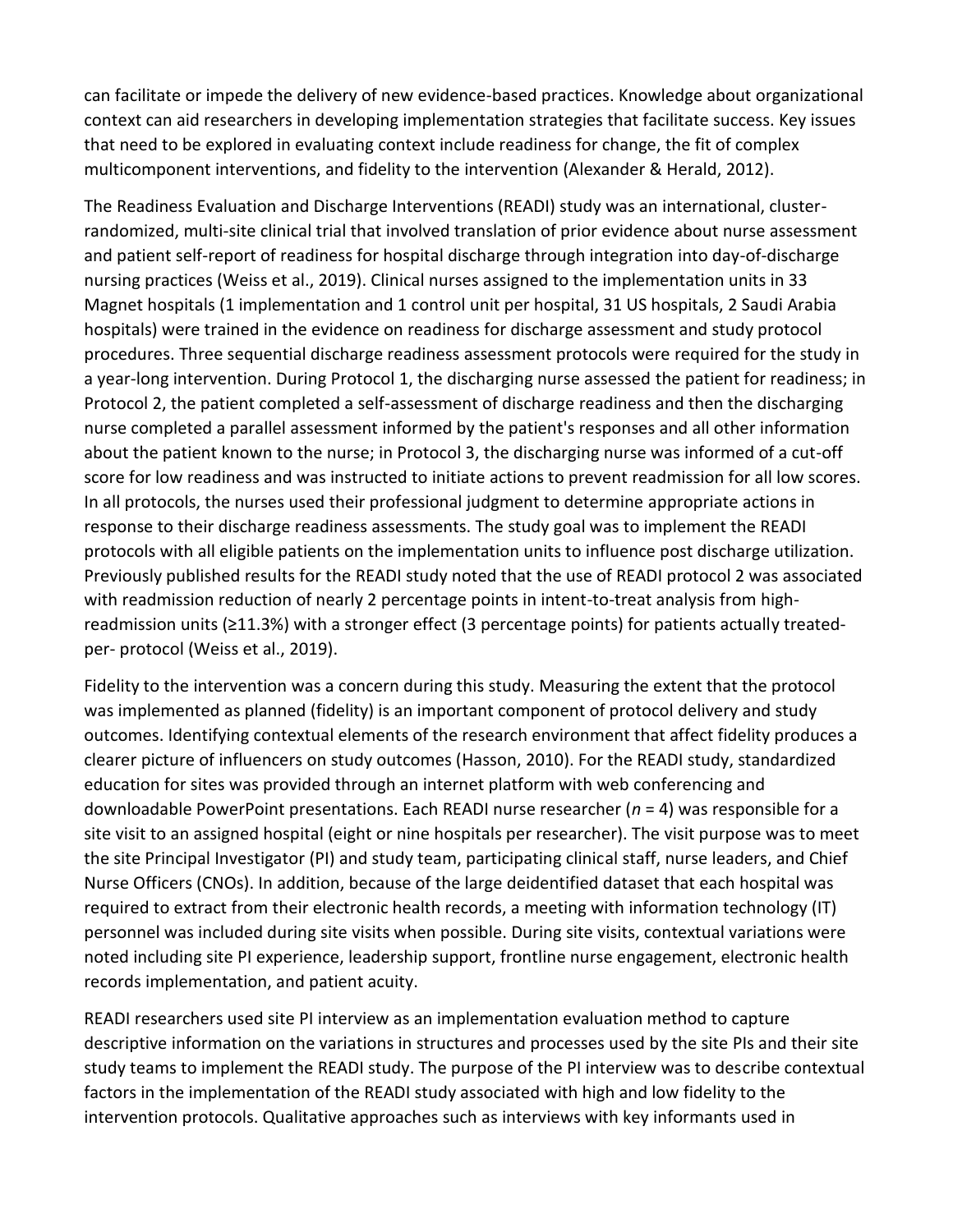can facilitate or impede the delivery of new evidence-based practices. Knowledge about organizational context can aid researchers in developing implementation strategies that facilitate success. Key issues that need to be explored in evaluating context include readiness for change, the fit of complex multicomponent interventions, and fidelity to the intervention (Alexander & Herald, 2012).

The Readiness Evaluation and Discharge Interventions (READI) study was an international, cluster-randomized, multi-site clinical trial that involved translation of prior evidence about nurse assessment and patient self-report of readiness for hospital discharge through integration into day-of-discharge nursing practices (Weiss et al., 2019). Clinical nurses assigned to the implementation units in 33 Magnet hospitals (1 implementation and 1 control unit per hospital, 31 US hospitals, 2 Saudi Arabia hospitals) were trained in the evidence on readiness for discharge assessment and study protocol procedures. Three sequential discharge readiness assessment protocols were required for the study in a year-long intervention. During Protocol 1, the discharging nurse assessed the patient for readiness; in Protocol 2, the patient completed a self-assessment of discharge readiness and then the discharging nurse completed a parallel assessment informed by the patient's responses and all other information about the patient known to the nurse; in Protocol 3, the discharging nurse was informed of a cut-off score for low readiness and was instructed to initiate actions to prevent readmission for all low scores. In all protocols, the nurses used their professional judgment to determine appropriate actions in response to their discharge readiness assessments. The study goal was to implement the READI protocols with all eligible patients on the implementation units to influence post discharge utilization. Previously published results for the READI study noted that the use of READI protocol 2 was associated with readmission reduction of nearly 2 percentage points in intent-to-treat analysis from high-readmission units (≥11.3%) with a stronger effect (3 percentage points) for patients actually treated-per- protocol (Weiss et al., 2019).

Fidelity to the intervention was a concern during this study. Measuring the extent that the protocol was implemented as planned (fidelity) is an important component of protocol delivery and study outcomes. Identifying contextual elements of the research environment that affect fidelity produces a clearer picture of influencers on study outcomes (Hasson, 2010). For the READI study, standardized education for sites was provided through an internet platform with web conferencing and downloadable PowerPoint presentations. Each READI nurse researcher (*n* = 4) was responsible for a site visit to an assigned hospital (eight or nine hospitals per researcher). The visit purpose was to meet the site Principal Investigator (PI) and study team, participating clinical staff, nurse leaders, and Chief Nurse Officers (CNOs). In addition, because of the large deidentified dataset that each hospital was required to extract from their electronic health records, a meeting with information technology (IT) personnel was included during site visits when possible. During site visits, contextual variations were noted including site PI experience, leadership support, frontline nurse engagement, electronic health records implementation, and patient acuity.

READI researchers used site PI interview as an implementation evaluation method to capture descriptive information on the variations in structures and processes used by the site PIs and their site study teams to implement the READI study. The purpose of the PI interview was to describe contextual factors in the implementation of the READI study associated with high and low fidelity to the intervention protocols. Qualitative approaches such as interviews with key informants used in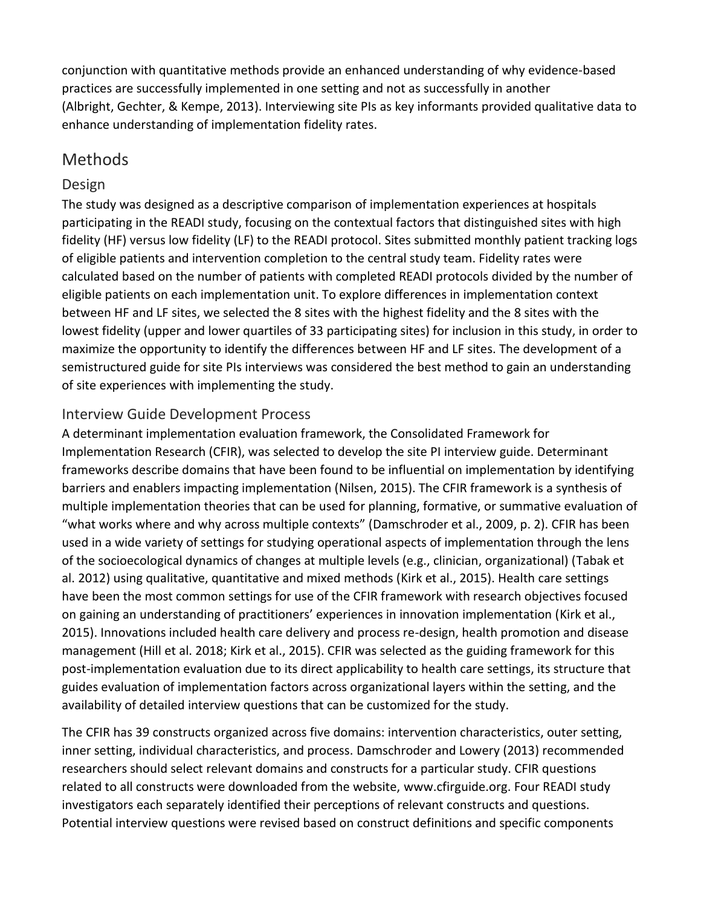conjunction with quantitative methods provide an enhanced understanding of why evidence-based practices are successfully implemented in one setting and not as successfully in another (Albright, Gechter, & Kempe, 2013). Interviewing site PIs as key informants provided qualitative data to enhance understanding of implementation fidelity rates.

# Methods

## Design

The study was designed as a descriptive comparison of implementation experiences at hospitals participating in the READI study, focusing on the contextual factors that distinguished sites with high fidelity (HF) versus low fidelity (LF) to the READI protocol. Sites submitted monthly patient tracking logs of eligible patients and intervention completion to the central study team. Fidelity rates were calculated based on the number of patients with completed READI protocols divided by the number of eligible patients on each implementation unit. To explore differences in implementation context between HF and LF sites, we selected the 8 sites with the highest fidelity and the 8 sites with the lowest fidelity (upper and lower quartiles of 33 participating sites) for inclusion in this study, in order to maximize the opportunity to identify the differences between HF and LF sites. The development of a semistructured guide for site PIs interviews was considered the best method to gain an understanding of site experiences with implementing the study.

## Interview Guide Development Process

A determinant implementation evaluation framework, the Consolidated Framework for Implementation Research (CFIR), was selected to develop the site PI interview guide. Determinant frameworks describe domains that have been found to be influential on implementation by identifying barriers and enablers impacting implementation (Nilsen, 2015). The CFIR framework is a synthesis of multiple implementation theories that can be used for planning, formative, or summative evaluation of "what works where and why across multiple contexts" (Damschroder et al., 2009, p. 2). CFIR has been used in a wide variety of settings for studying operational aspects of implementation through the lens of the socioecological dynamics of changes at multiple levels (e.g., clinician, organizational) (Tabak et al. 2012) using qualitative, quantitative and mixed methods (Kirk et al., 2015). Health care settings have been the most common settings for use of the CFIR framework with research objectives focused on gaining an understanding of practitioners' experiences in innovation implementation (Kirk et al., 2015). Innovations included health care delivery and process re-design, health promotion and disease management (Hill et al. 2018; Kirk et al., 2015). CFIR was selected as the guiding framework for this post-implementation evaluation due to its direct applicability to health care settings, its structure that guides evaluation of implementation factors across organizational layers within the setting, and the availability of detailed interview questions that can be customized for the study.

The CFIR has 39 constructs organized across five domains: intervention characteristics, outer setting, inner setting, individual characteristics, and process. Damschroder and Lowery (2013) recommended researchers should select relevant domains and constructs for a particular study. CFIR questions related to all constructs were downloaded from the website, www.cfirguide.org. Four READI study investigators each separately identified their perceptions of relevant constructs and questions. Potential interview questions were revised based on construct definitions and specific components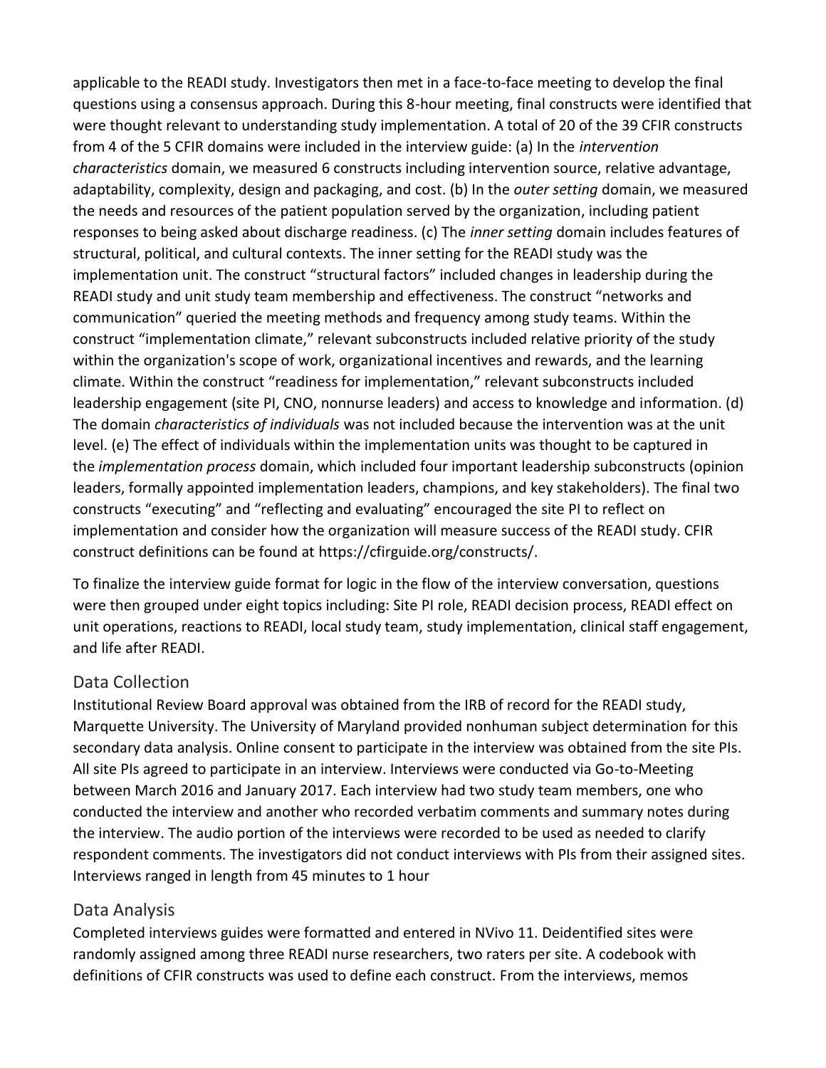applicable to the READI study. Investigators then met in a face-to-face meeting to develop the final questions using a consensus approach. During this 8-hour meeting, final constructs were identified that were thought relevant to understanding study implementation. A total of 20 of the 39 CFIR constructs from 4 of the 5 CFIR domains were included in the interview guide: (a) In the *intervention characteristics* domain, we measured 6 constructs including intervention source, relative advantage, adaptability, complexity, design and packaging, and cost. (b) In the *outer setting* domain, we measured the needs and resources of the patient population served by the organization, including patient responses to being asked about discharge readiness. (c) The *inner setting* domain includes features of structural, political, and cultural contexts. The inner setting for the READI study was the implementation unit. The construct "structural factors" included changes in leadership during the READI study and unit study team membership and effectiveness. The construct "networks and communication" queried the meeting methods and frequency among study teams. Within the construct "implementation climate," relevant subconstructs included relative priority of the study within the organization's scope of work, organizational incentives and rewards, and the learning climate. Within the construct "readiness for implementation," relevant subconstructs included leadership engagement (site PI, CNO, nonnurse leaders) and access to knowledge and information. (d) The domain *characteristics of individuals* was not included because the intervention was at the unit level. (e) The effect of individuals within the implementation units was thought to be captured in the *implementation process* domain, which included four important leadership subconstructs (opinion leaders, formally appointed implementation leaders, champions, and key stakeholders). The final two constructs "executing" and "reflecting and evaluating" encouraged the site PI to reflect on implementation and consider how the organization will measure success of the READI study. CFIR construct definitions can be found at https://cfirguide.org/constructs/.

To finalize the interview guide format for logic in the flow of the interview conversation, questions were then grouped under eight topics including: Site PI role, READI decision process, READI effect on unit operations, reactions to READI, local study team, study implementation, clinical staff engagement, and life after READI.

## Data Collection

Institutional Review Board approval was obtained from the IRB of record for the READI study, Marquette University. The University of Maryland provided nonhuman subject determination for this secondary data analysis. Online consent to participate in the interview was obtained from the site PIs. All site PIs agreed to participate in an interview. Interviews were conducted via Go-to-Meeting between March 2016 and January 2017. Each interview had two study team members, one who conducted the interview and another who recorded verbatim comments and summary notes during the interview. The audio portion of the interviews were recorded to be used as needed to clarify respondent comments. The investigators did not conduct interviews with PIs from their assigned sites. Interviews ranged in length from 45 minutes to 1 hour

## Data Analysis

Completed interviews guides were formatted and entered in NVivo 11. Deidentified sites were randomly assigned among three READI nurse researchers, two raters per site. A codebook with definitions of CFIR constructs was used to define each construct. From the interviews, memos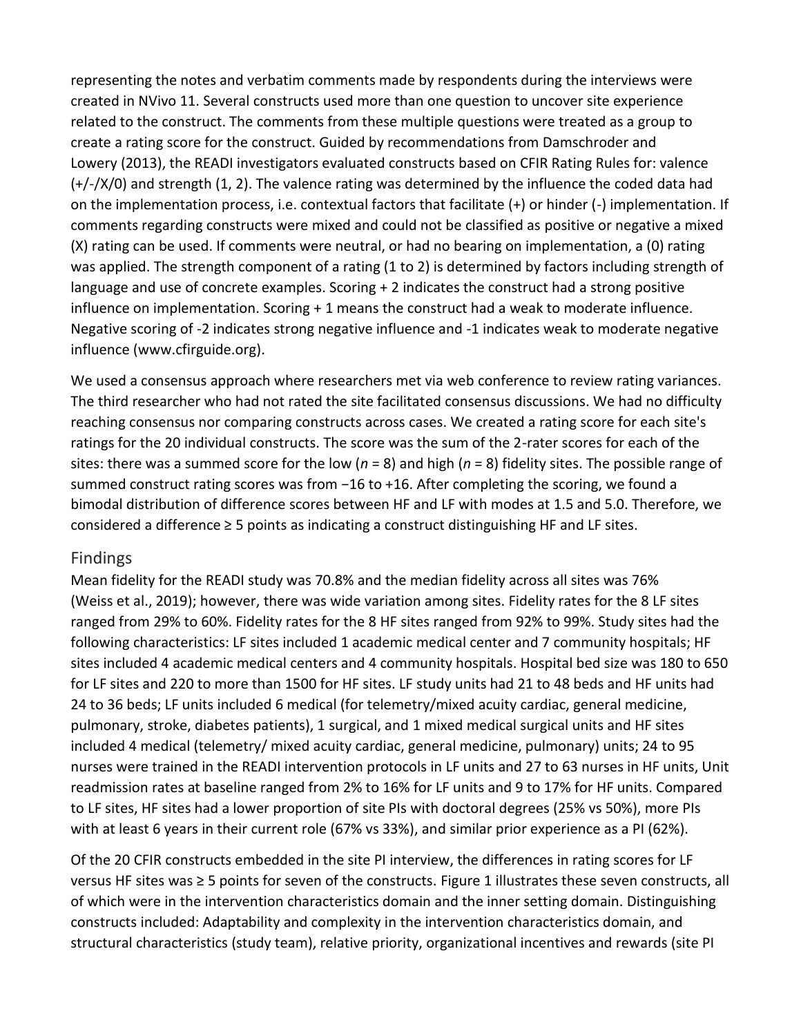representing the notes and verbatim comments made by respondents during the interviews were created in NVivo 11. Several constructs used more than one question to uncover site experience related to the construct. The comments from these multiple questions were treated as a group to create a rating score for the construct. Guided by recommendations from Damschroder and Lowery (2013), the READI investigators evaluated constructs based on CFIR Rating Rules for: valence (+/-/X/0) and strength (1, 2). The valence rating was determined by the influence the coded data had on the implementation process, i.e. contextual factors that facilitate (+) or hinder (-) implementation. If comments regarding constructs were mixed and could not be classified as positive or negative a mixed (X) rating can be used. If comments were neutral, or had no bearing on implementation, a (0) rating was applied. The strength component of a rating (1 to 2) is determined by factors including strength of language and use of concrete examples. Scoring + 2 indicates the construct had a strong positive influence on implementation. Scoring + 1 means the construct had a weak to moderate influence. Negative scoring of -2 indicates strong negative influence and -1 indicates weak to moderate negative influence (www.cfirguide.org).

We used a consensus approach where researchers met via web conference to review rating variances. The third researcher who had not rated the site facilitated consensus discussions. We had no difficulty reaching consensus nor comparing constructs across cases. We created a rating score for each site's ratings for the 20 individual constructs. The score was the sum of the 2-rater scores for each of the sites: there was a summed score for the low ($n = 8$) and high ($n = 8$) fidelity sites. The possible range of summed construct rating scores was from −16 to +16. After completing the scoring, we found a bimodal distribution of difference scores between HF and LF with modes at 1.5 and 5.0. Therefore, we considered a difference ≥ 5 points as indicating a construct distinguishing HF and LF sites.

## Findings

Mean fidelity for the READI study was 70.8% and the median fidelity across all sites was 76% (Weiss et al., 2019); however, there was wide variation among sites. Fidelity rates for the 8 LF sites ranged from 29% to 60%. Fidelity rates for the 8 HF sites ranged from 92% to 99%. Study sites had the following characteristics: LF sites included 1 academic medical center and 7 community hospitals; HF sites included 4 academic medical centers and 4 community hospitals. Hospital bed size was 180 to 650 for LF sites and 220 to more than 1500 for HF sites. LF study units had 21 to 48 beds and HF units had 24 to 36 beds; LF units included 6 medical (for telemetry/mixed acuity cardiac, general medicine, pulmonary, stroke, diabetes patients), 1 surgical, and 1 mixed medical surgical units and HF sites included 4 medical (telemetry/ mixed acuity cardiac, general medicine, pulmonary) units; 24 to 95 nurses were trained in the READI intervention protocols in LF units and 27 to 63 nurses in HF units, Unit readmission rates at baseline ranged from 2% to 16% for LF units and 9 to 17% for HF units. Compared to LF sites, HF sites had a lower proportion of site PIs with doctoral degrees (25% vs 50%), more PIs with at least 6 years in their current role (67% vs 33%), and similar prior experience as a PI (62%).

Of the 20 CFIR constructs embedded in the site PI interview, the differences in rating scores for LF versus HF sites was ≥ 5 points for seven of the constructs. Figure 1 illustrates these seven constructs, all of which were in the intervention characteristics domain and the inner setting domain. Distinguishing constructs included: Adaptability and complexity in the intervention characteristics domain, and structural characteristics (study team), relative priority, organizational incentives and rewards (site PI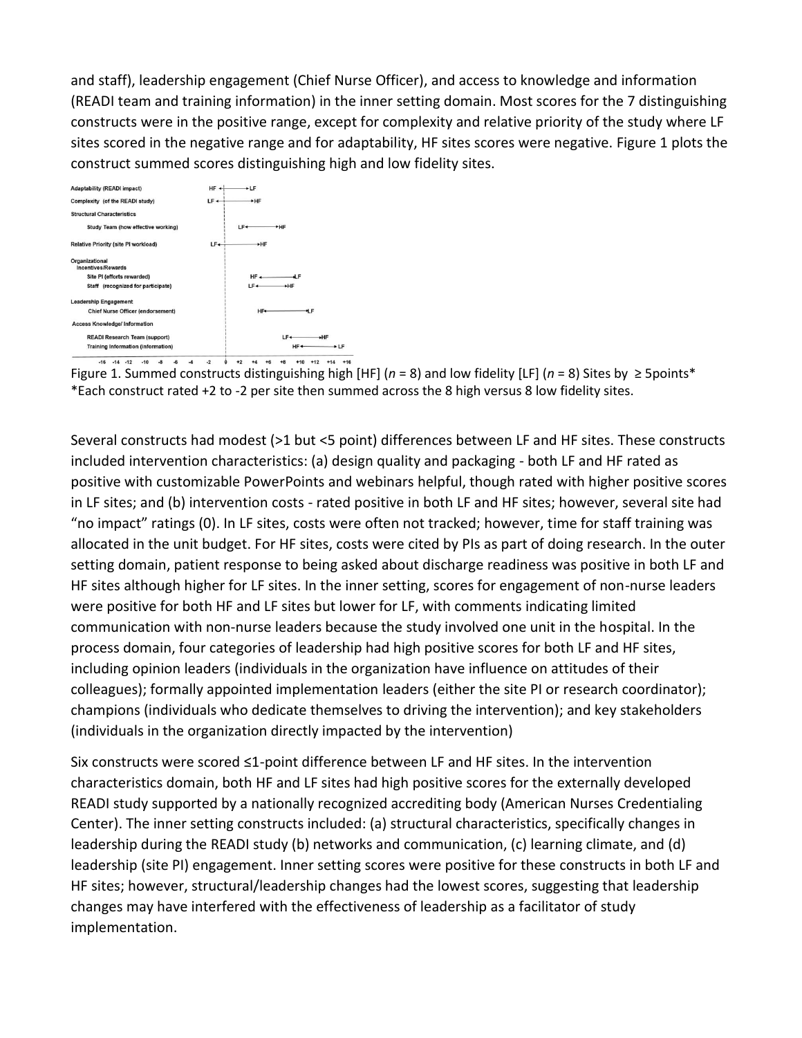and staff), leadership engagement (Chief Nurse Officer), and access to knowledge and information (READI team and training information) in the inner setting domain. Most scores for the 7 distinguishing constructs were in the positive range, except for complexity and relative priority of the study where LF sites scored in the negative range and for adaptability, HF sites scores were negative. Figure 1 plots the construct summed scores distinguishing high and low fidelity sites.

Figure 1. Summed constructs distinguishing high [HF] ($n$ = 8) and low fidelity [LF] ($n$ = 8) Sites by ≥ 5points*
*Each construct rated +2 to -2 per site then summed across the 8 high versus 8 low fidelity sites.

Several constructs had modest (>1 but <5 point) differences between LF and HF sites. These constructs included intervention characteristics: (a) design quality and packaging - both LF and HF rated as positive with customizable PowerPoints and webinars helpful, though rated with higher positive scores in LF sites; and (b) intervention costs - rated positive in both LF and HF sites; however, several site had "no impact" ratings (0). In LF sites, costs were often not tracked; however, time for staff training was allocated in the unit budget. For HF sites, costs were cited by PIs as part of doing research. In the outer setting domain, patient response to being asked about discharge readiness was positive in both LF and HF sites although higher for LF sites. In the inner setting, scores for engagement of non-nurse leaders were positive for both HF and LF sites but lower for LF, with comments indicating limited communication with non-nurse leaders because the study involved one unit in the hospital. In the process domain, four categories of leadership had high positive scores for both LF and HF sites, including opinion leaders (individuals in the organization have influence on attitudes of their colleagues); formally appointed implementation leaders (either the site PI or research coordinator); champions (individuals who dedicate themselves to driving the intervention); and key stakeholders (individuals in the organization directly impacted by the intervention)

Six constructs were scored ≤1-point difference between LF and HF sites. In the intervention characteristics domain, both HF and LF sites had high positive scores for the externally developed READI study supported by a nationally recognized accrediting body (American Nurses Credentialing Center). The inner setting constructs included: (a) structural characteristics, specifically changes in leadership during the READI study (b) networks and communication, (c) learning climate, and (d) leadership (site PI) engagement. Inner setting scores were positive for these constructs in both LF and HF sites; however, structural/leadership changes had the lowest scores, suggesting that leadership changes may have interfered with the effectiveness of leadership as a facilitator of study implementation.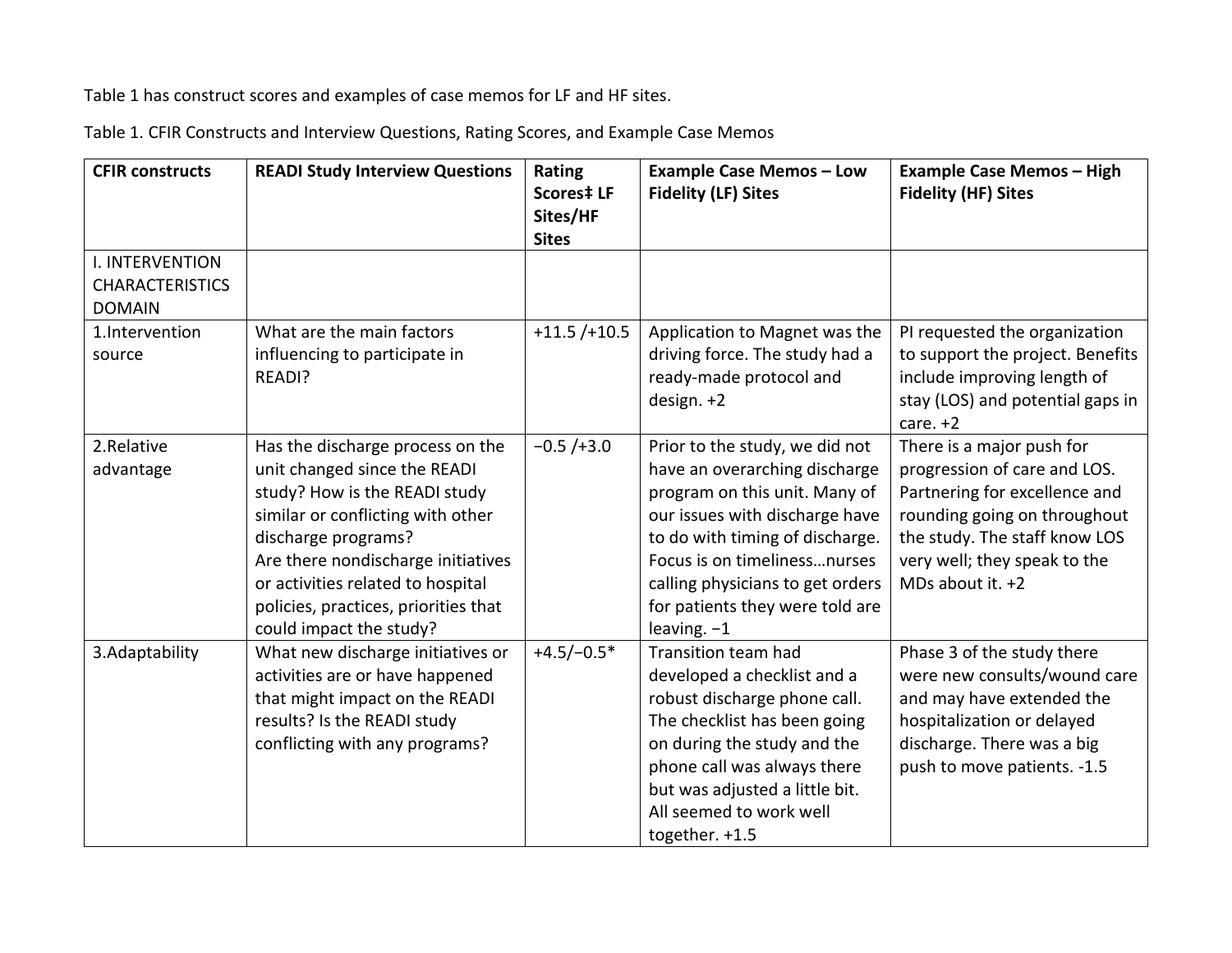Table 1 has construct scores and examples of case memos for LF and HF sites.

Table 1. CFIR Constructs and Interview Questions, Rating Scores, and Example Case Memos

| CFIR constructs | READI Study Interview Questions | Rating Scores‡ LF Sites/HF Sites | Example Case Memos – Low Fidelity (LF) Sites | Example Case Memos – High Fidelity (HF) Sites |
|---|---|---|---|---|
| I. INTERVENTION CHARACTERISTICS DOMAIN | | | | |
| 1.Intervention source | What are the main factors influencing to participate in READI? | +11.5 /+10.5 | Application to Magnet was the driving force. The study had a ready-made protocol and design. +2 | PI requested the organization to support the project. Benefits include improving length of stay (LOS) and potential gaps in care. +2 |
| 2.Relative advantage | Has the discharge process on the unit changed since the READI study? How is the READI study similar or conflicting with other discharge programs? Are there nondischarge initiatives or activities related to hospital policies, practices, priorities that could impact the study? | −0.5 /+3.0 | Prior to the study, we did not have an overarching discharge program on this unit. Many of our issues with discharge have to do with timing of discharge. Focus is on timeliness…nurses calling physicians to get orders for patients they were told are leaving. −1 | There is a major push for progression of care and LOS. Partnering for excellence and rounding going on throughout the study. The staff know LOS very well; they speak to the MDs about it. +2 |
| 3.Adaptability | What new discharge initiatives or activities are or have happened that might impact on the READI results? Is the READI study conflicting with any programs? | +4.5/−0.5* | Transition team had developed a checklist and a robust discharge phone call. The checklist has been going on during the study and the phone call was always there but was adjusted a little bit. All seemed to work well together. +1.5 | Phase 3 of the study there were new consults/wound care and may have extended the hospitalization or delayed discharge. There was a big push to move patients. -1.5 |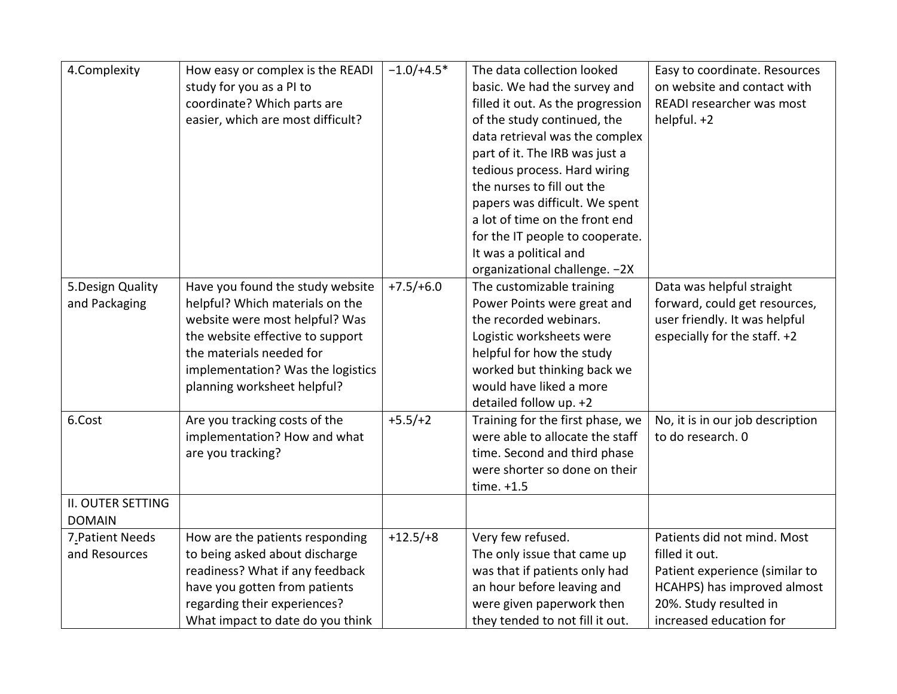| 4.Complexity | How easy or complex is the READI study for you as a PI to coordinate? Which parts are easier, which are most difficult? | −1.0/+4.5* | The data collection looked basic. We had the survey and filled it out. As the progression of the study continued, the data retrieval was the complex part of it. The IRB was just a tedious process. Hard wiring the nurses to fill out the papers was difficult. We spent a lot of time on the front end for the IT people to cooperate. It was a political and organizational challenge. −2X | Easy to coordinate. Resources on website and contact with READI researcher was most helpful. +2 |
|---|---|---|---|---|
| 5.Design Quality and Packaging | Have you found the study website helpful? Which materials on the website were most helpful? Was the website effective to support the materials needed for implementation? Was the logistics planning worksheet helpful? | +7.5/+6.0 | The customizable training Power Points were great and the recorded webinars. Logistic worksheets were helpful for how the study worked but thinking back we would have liked a more detailed follow up. +2 | Data was helpful straight forward, could get resources, user friendly. It was helpful especially for the staff. +2 |
| 6.Cost | Are you tracking costs of the implementation? How and what are you tracking? | +5.5/+2 | Training for the first phase, we were able to allocate the staff time. Second and third phase were shorter so done on their time. +1.5 | No, it is in our job description to do research. 0 |
| II. OUTER SETTING DOMAIN | | | | |
| 7.Patient Needs and Resources | How are the patients responding to being asked about discharge readiness? What if any feedback have you gotten from patients regarding their experiences? What impact to date do you think | +12.5/+8 | Very few refused.<br>The only issue that came up was that if patients only had an hour before leaving and were given paperwork then they tended to not fill it out. | Patients did not mind. Most filled it out.<br>Patient experience (similar to HCAHPS) has improved almost 20%. Study resulted in increased education for |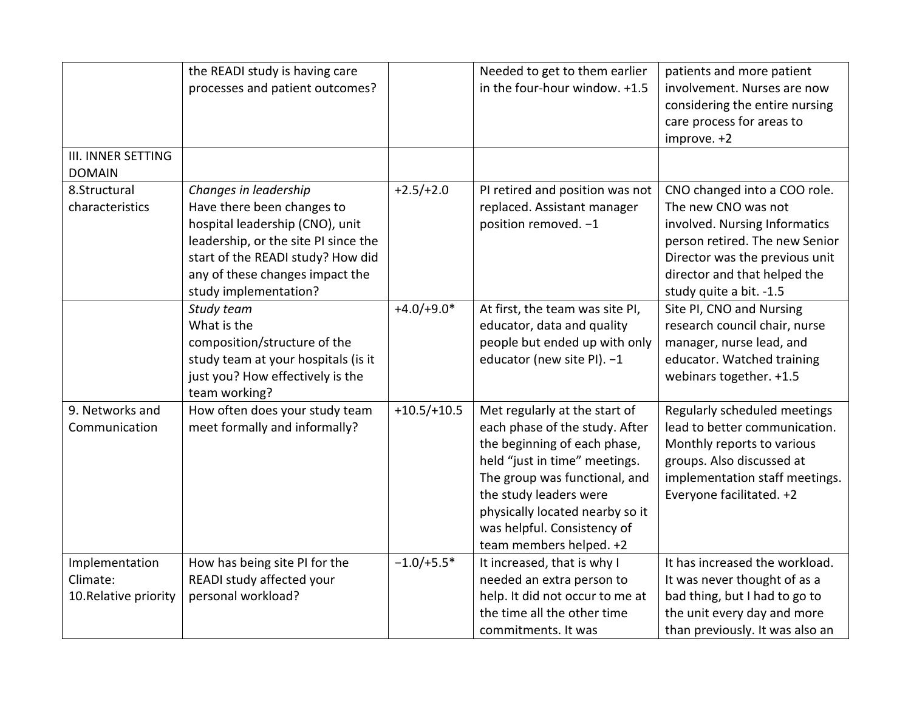| | | | | |
|---|---|---|---|---|
| | the READI study is having care processes and patient outcomes? | | Needed to get to them earlier in the four-hour window. +1.5 | patients and more patient involvement. Nurses are now considering the entire nursing care process for areas to improve. +2 |
| III. INNER SETTING DOMAIN | | | | |
| 8.Structural characteristics | *Changes in leadership* Have there been changes to hospital leadership (CNO), unit leadership, or the site PI since the start of the READI study? How did any of these changes impact the study implementation? | +2.5/+2.0 | PI retired and position was not replaced. Assistant manager position removed. −1 | CNO changed into a COO role. The new CNO was not involved. Nursing Informatics person retired. The new Senior Director was the previous unit director and that helped the study quite a bit. -1.5 |
| | *Study team* What is the composition/structure of the study team at your hospitals (is it just you? How effectively is the team working? | +4.0/+9.0* | At first, the team was site PI, educator, data and quality people but ended up with only educator (new site PI). −1 | Site PI, CNO and Nursing research council chair, nurse manager, nurse lead, and educator. Watched training webinars together. +1.5 |
| 9. Networks and Communication | How often does your study team meet formally and informally? | +10.5/+10.5 | Met regularly at the start of each phase of the study. After the beginning of each phase, held "just in time" meetings. The group was functional, and the study leaders were physically located nearby so it was helpful. Consistency of team members helped. +2 | Regularly scheduled meetings lead to better communication. Monthly reports to various groups. Also discussed at implementation staff meetings. Everyone facilitated. +2 |
| Implementation Climate: 10.Relative priority | How has being site PI for the READI study affected your personal workload? | −1.0/+5.5* | It increased, that is why I needed an extra person to help. It did not occur to me at the time all the other time commitments. It was | It has increased the workload. It was never thought of as a bad thing, but I had to go to the unit every day and more than previously. It was also an |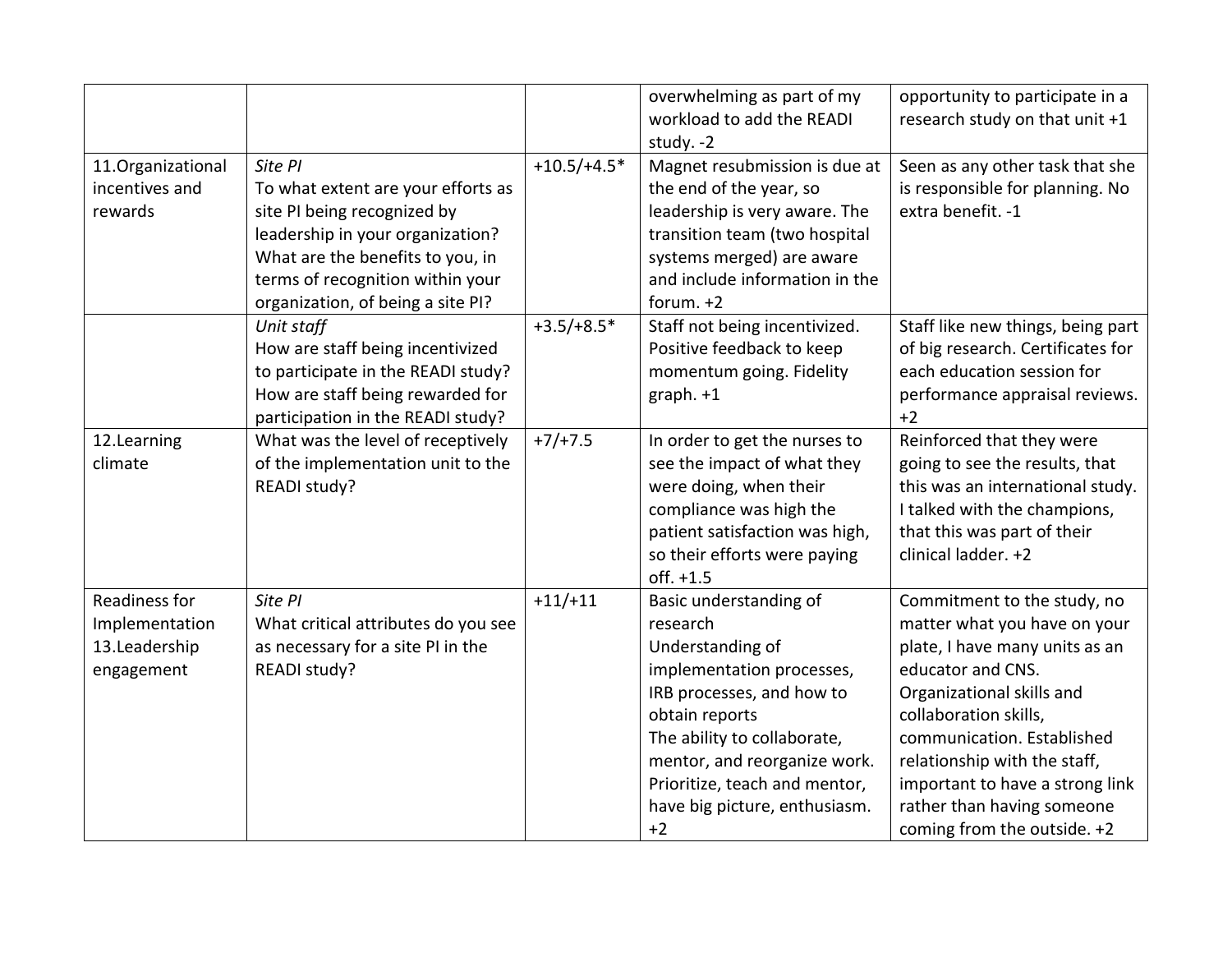| | | | | |
|---|---|---|---|---|
| | | | overwhelming as part of my workload to add the READI study. -2 | opportunity to participate in a research study on that unit +1 |
| 11.Organizational incentives and rewards | *Site PI* To what extent are your efforts as site PI being recognized by leadership in your organization? What are the benefits to you, in terms of recognition within your organization, of being a site PI? | +10.5/+4.5* | Magnet resubmission is due at the end of the year, so leadership is very aware. The transition team (two hospital systems merged) are aware and include information in the forum. +2 | Seen as any other task that she is responsible for planning. No extra benefit. -1 |
| | *Unit staff* How are staff being incentivized to participate in the READI study? How are staff being rewarded for participation in the READI study? | +3.5/+8.5* | Staff not being incentivized. Positive feedback to keep momentum going. Fidelity graph. +1 | Staff like new things, being part of big research. Certificates for each education session for performance appraisal reviews. +2 |
| 12.Learning climate | What was the level of receptively of the implementation unit to the READI study? | +7/+7.5 | In order to get the nurses to see the impact of what they were doing, when their compliance was high the patient satisfaction was high, so their efforts were paying off. +1.5 | Reinforced that they were going to see the results, that this was an international study. I talked with the champions, that this was part of their clinical ladder. +2 |
| Readiness for Implementation 13.Leadership engagement | *Site PI* What critical attributes do you see as necessary for a site PI in the READI study? | +11/+11 | Basic understanding of research Understanding of implementation processes, IRB processes, and how to obtain reports The ability to collaborate, mentor, and reorganize work. Prioritize, teach and mentor, have big picture, enthusiasm. +2 | Commitment to the study, no matter what you have on your plate, I have many units as an educator and CNS. Organizational skills and collaboration skills, communication. Established relationship with the staff, important to have a strong link rather than having someone coming from the outside. +2 |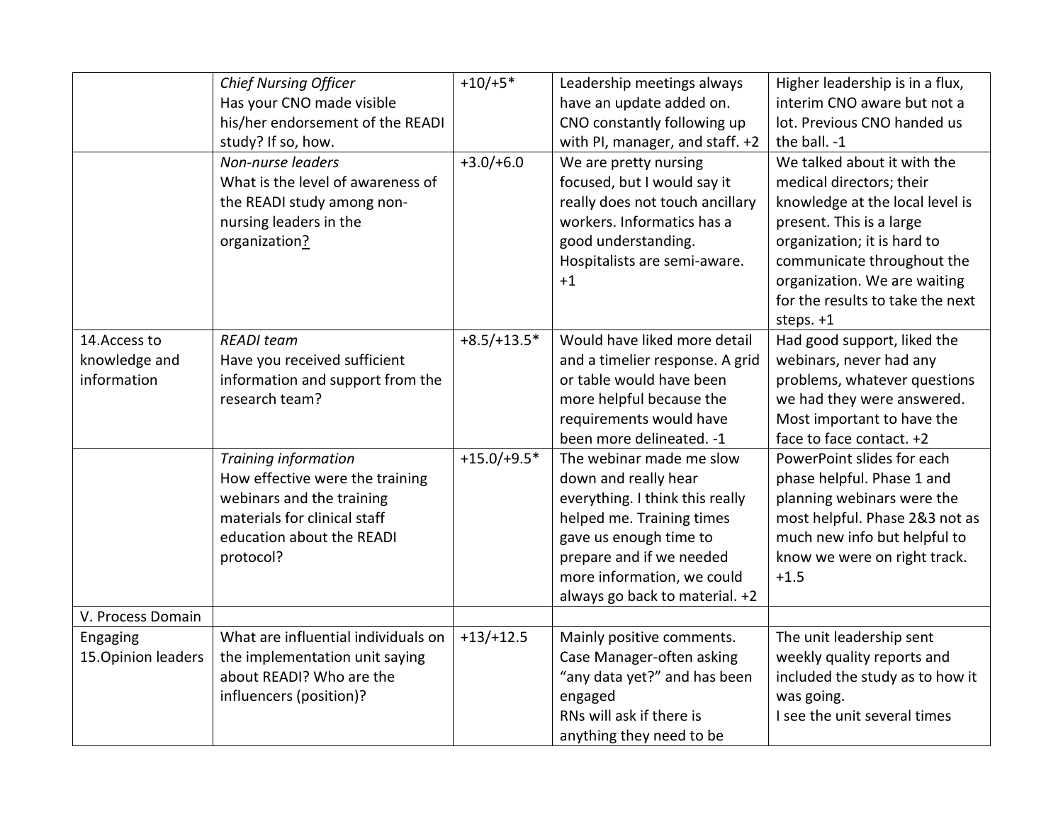| | | | | |
|---|---|---|---|---|
| | *Chief Nursing Officer* Has your CNO made visible his/her endorsement of the READI study? If so, how. | +10/+5* | Leadership meetings always have an update added on. CNO constantly following up with PI, manager, and staff. +2 | Higher leadership is in a flux, interim CNO aware but not a lot. Previous CNO handed us the ball. -1 |
| | *Non-nurse leaders* What is the level of awareness of the READI study among non-nursing leaders in the organization? | +3.0/+6.0 | We are pretty nursing focused, but I would say it really does not touch ancillary workers. Informatics has a good understanding. Hospitalists are semi-aware. +1 | We talked about it with the medical directors; their knowledge at the local level is present. This is a large organization; it is hard to communicate throughout the organization. We are waiting for the results to take the next steps. +1 |
| 14.Access to knowledge and information | *READI team* Have you received sufficient information and support from the research team? | +8.5/+13.5* | Would have liked more detail and a timelier response. A grid or table would have been more helpful because the requirements would have been more delineated. -1 | Had good support, liked the webinars, never had any problems, whatever questions we had they were answered. Most important to have the face to face contact. +2 |
| | *Training information* How effective were the training webinars and the training materials for clinical staff education about the READI protocol? | +15.0/+9.5* | The webinar made me slow down and really hear everything. I think this really helped me. Training times gave us enough time to prepare and if we needed more information, we could always go back to material. +2 | PowerPoint slides for each phase helpful. Phase 1 and planning webinars were the most helpful. Phase 2&3 not as much new info but helpful to know we were on right track. +1.5 |
| V. Process Domain | | | | |
| Engaging 15.Opinion leaders | What are influential individuals on the implementation unit saying about READI? Who are the influencers (position)? | +13/+12.5 | Mainly positive comments. Case Manager-often asking "any data yet?" and has been engaged RNs will ask if there is anything they need to be | The unit leadership sent weekly quality reports and included the study as to how it was going. I see the unit several times |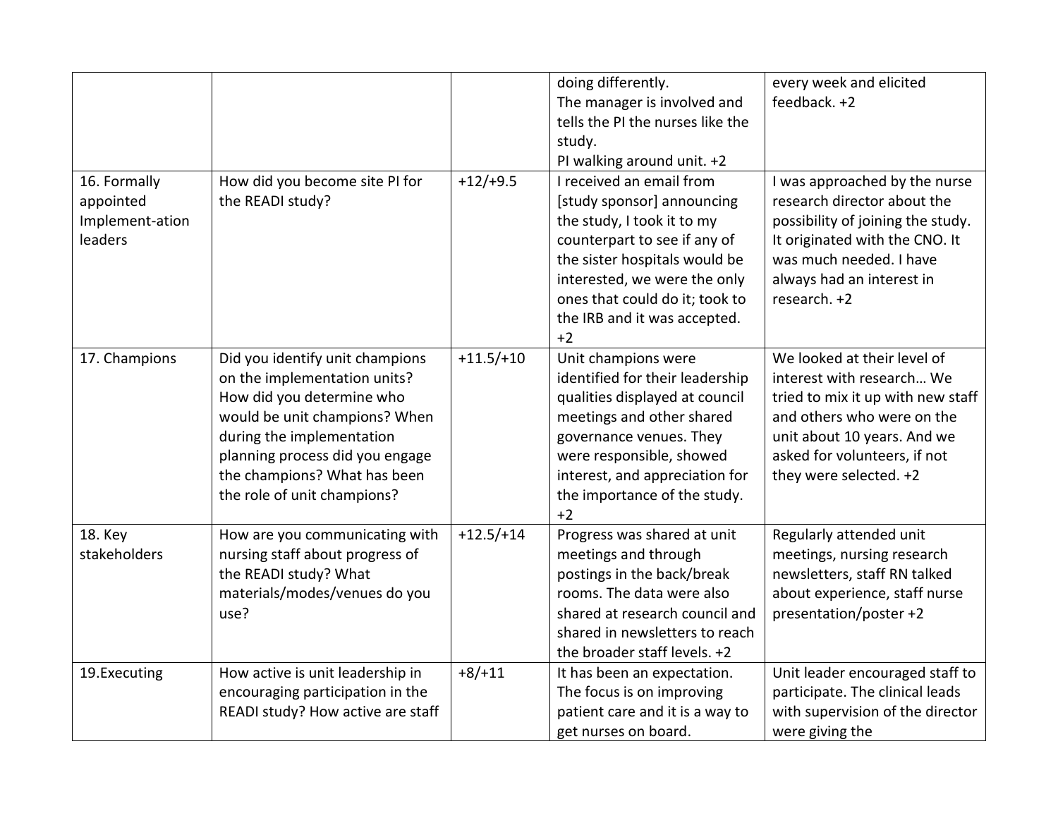| | | | doing differently.<br>The manager is involved and tells the PI the nurses like the study.<br>PI walking around unit. +2 | every week and elicited feedback. +2 |
|---|---|---|---|---|
| 16. Formally appointed Implement-ation leaders | How did you become site PI for the READI study? | +12/+9.5 | I received an email from [study sponsor] announcing the study, I took it to my counterpart to see if any of the sister hospitals would be interested, we were the only ones that could do it; took to the IRB and it was accepted. +2 | I was approached by the nurse research director about the possibility of joining the study. It originated with the CNO. It was much needed. I have always had an interest in research. +2 |
| 17. Champions | Did you identify unit champions on the implementation units? How did you determine who would be unit champions? When during the implementation planning process did you engage the champions? What has been the role of unit champions? | +11.5/+10 | Unit champions were identified for their leadership qualities displayed at council meetings and other shared governance venues. They were responsible, showed interest, and appreciation for the importance of the study. +2 | We looked at their level of interest with research… We tried to mix it up with new staff and others who were on the unit about 10 years. And we asked for volunteers, if not they were selected. +2 |
| 18. Key stakeholders | How are you communicating with nursing staff about progress of the READI study? What materials/modes/venues do you use? | +12.5/+14 | Progress was shared at unit meetings and through postings in the back/break rooms. The data were also shared at research council and shared in newsletters to reach the broader staff levels. +2 | Regularly attended unit meetings, nursing research newsletters, staff RN talked about experience, staff nurse presentation/poster +2 |
| 19.Executing | How active is unit leadership in encouraging participation in the READI study? How active are staff | +8/+11 | It has been an expectation. The focus is on improving patient care and it is a way to get nurses on board. | Unit leader encouraged staff to participate. The clinical leads with supervision of the director were giving the |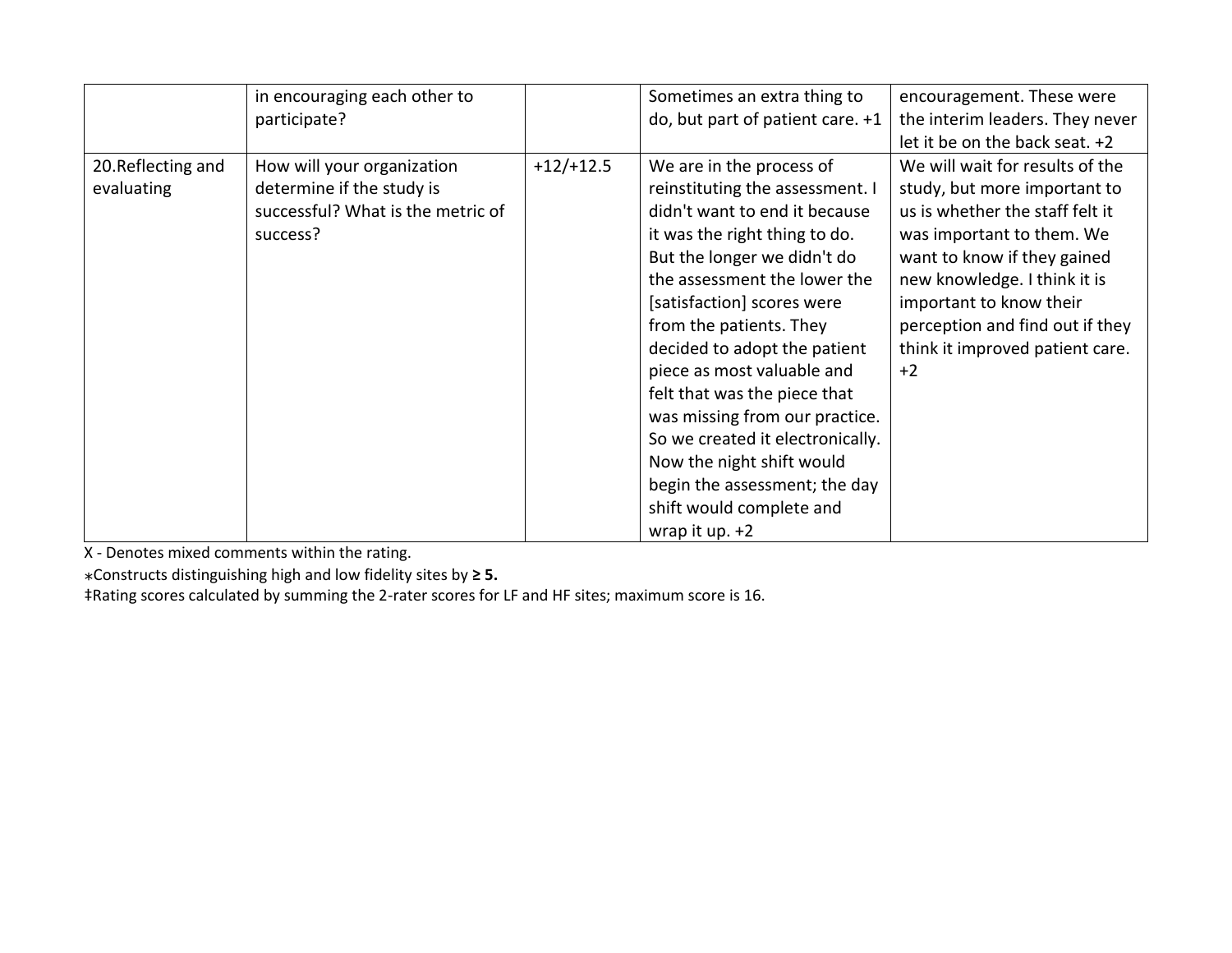| | | | | |
|---|---|---|---|---|
| | in encouraging each other to participate? | | Sometimes an extra thing to do, but part of patient care. +1 | encouragement. These were the interim leaders. They never let it be on the back seat. +2 |
| 20.Reflecting and evaluating | How will your organization determine if the study is successful? What is the metric of success? | +12/+12.5 | We are in the process of reinstituting the assessment. I didn't want to end it because it was the right thing to do. But the longer we didn't do the assessment the lower the [satisfaction] scores were from the patients. They decided to adopt the patient piece as most valuable and felt that was the piece that was missing from our practice. So we created it electronically. Now the night shift would begin the assessment; the day shift would complete and wrap it up. +2 | We will wait for results of the study, but more important to us is whether the staff felt it was important to them. We want to know if they gained new knowledge. I think it is important to know their perception and find out if they think it improved patient care. +2 |

X - Denotes mixed comments within the rating.

∗Constructs distinguishing high and low fidelity sites by **≥ 5.**

‡Rating scores calculated by summing the 2-rater scores for LF and HF sites; maximum score is 16.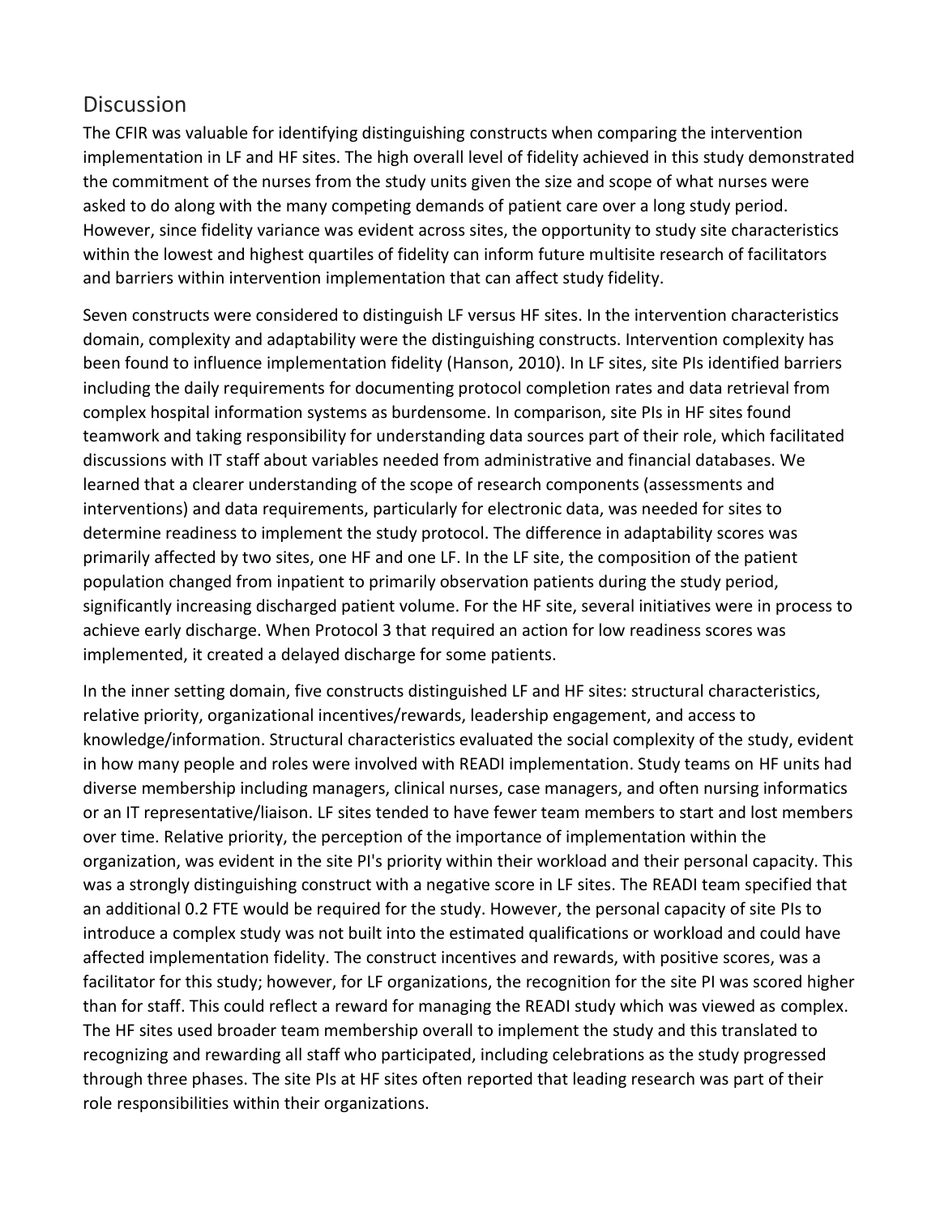## Discussion

The CFIR was valuable for identifying distinguishing constructs when comparing the intervention implementation in LF and HF sites. The high overall level of fidelity achieved in this study demonstrated the commitment of the nurses from the study units given the size and scope of what nurses were asked to do along with the many competing demands of patient care over a long study period. However, since fidelity variance was evident across sites, the opportunity to study site characteristics within the lowest and highest quartiles of fidelity can inform future multisite research of facilitators and barriers within intervention implementation that can affect study fidelity.

Seven constructs were considered to distinguish LF versus HF sites. In the intervention characteristics domain, complexity and adaptability were the distinguishing constructs. Intervention complexity has been found to influence implementation fidelity (Hanson, 2010). In LF sites, site PIs identified barriers including the daily requirements for documenting protocol completion rates and data retrieval from complex hospital information systems as burdensome. In comparison, site PIs in HF sites found teamwork and taking responsibility for understanding data sources part of their role, which facilitated discussions with IT staff about variables needed from administrative and financial databases. We learned that a clearer understanding of the scope of research components (assessments and interventions) and data requirements, particularly for electronic data, was needed for sites to determine readiness to implement the study protocol. The difference in adaptability scores was primarily affected by two sites, one HF and one LF. In the LF site, the composition of the patient population changed from inpatient to primarily observation patients during the study period, significantly increasing discharged patient volume. For the HF site, several initiatives were in process to achieve early discharge. When Protocol 3 that required an action for low readiness scores was implemented, it created a delayed discharge for some patients.

In the inner setting domain, five constructs distinguished LF and HF sites: structural characteristics, relative priority, organizational incentives/rewards, leadership engagement, and access to knowledge/information. Structural characteristics evaluated the social complexity of the study, evident in how many people and roles were involved with READI implementation. Study teams on HF units had diverse membership including managers, clinical nurses, case managers, and often nursing informatics or an IT representative/liaison. LF sites tended to have fewer team members to start and lost members over time. Relative priority, the perception of the importance of implementation within the organization, was evident in the site PI's priority within their workload and their personal capacity. This was a strongly distinguishing construct with a negative score in LF sites. The READI team specified that an additional 0.2 FTE would be required for the study. However, the personal capacity of site PIs to introduce a complex study was not built into the estimated qualifications or workload and could have affected implementation fidelity. The construct incentives and rewards, with positive scores, was a facilitator for this study; however, for LF organizations, the recognition for the site PI was scored higher than for staff. This could reflect a reward for managing the READI study which was viewed as complex. The HF sites used broader team membership overall to implement the study and this translated to recognizing and rewarding all staff who participated, including celebrations as the study progressed through three phases. The site PIs at HF sites often reported that leading research was part of their role responsibilities within their organizations.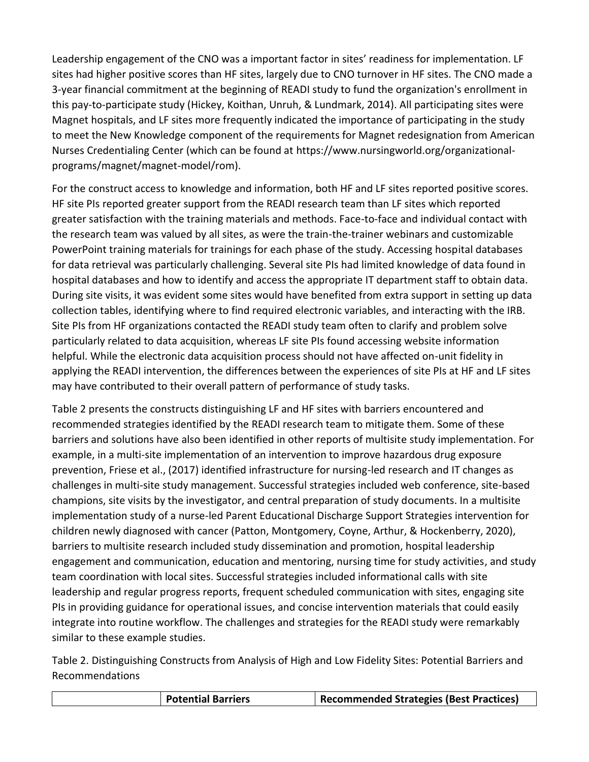Leadership engagement of the CNO was a important factor in sites' readiness for implementation. LF sites had higher positive scores than HF sites, largely due to CNO turnover in HF sites. The CNO made a 3-year financial commitment at the beginning of READI study to fund the organization's enrollment in this pay-to-participate study (Hickey, Koithan, Unruh, & Lundmark, 2014). All participating sites were Magnet hospitals, and LF sites more frequently indicated the importance of participating in the study to meet the New Knowledge component of the requirements for Magnet redesignation from American Nurses Credentialing Center (which can be found at https://www.nursingworld.org/organizational-programs/magnet/magnet-model/rom).

For the construct access to knowledge and information, both HF and LF sites reported positive scores. HF site PIs reported greater support from the READI research team than LF sites which reported greater satisfaction with the training materials and methods. Face-to-face and individual contact with the research team was valued by all sites, as were the train-the-trainer webinars and customizable PowerPoint training materials for trainings for each phase of the study. Accessing hospital databases for data retrieval was particularly challenging. Several site PIs had limited knowledge of data found in hospital databases and how to identify and access the appropriate IT department staff to obtain data. During site visits, it was evident some sites would have benefited from extra support in setting up data collection tables, identifying where to find required electronic variables, and interacting with the IRB. Site PIs from HF organizations contacted the READI study team often to clarify and problem solve particularly related to data acquisition, whereas LF site PIs found accessing website information helpful. While the electronic data acquisition process should not have affected on-unit fidelity in applying the READI intervention, the differences between the experiences of site PIs at HF and LF sites may have contributed to their overall pattern of performance of study tasks.

Table 2 presents the constructs distinguishing LF and HF sites with barriers encountered and recommended strategies identified by the READI research team to mitigate them. Some of these barriers and solutions have also been identified in other reports of multisite study implementation. For example, in a multi-site implementation of an intervention to improve hazardous drug exposure prevention, Friese et al., (2017) identified infrastructure for nursing-led research and IT changes as challenges in multi-site study management. Successful strategies included web conference, site-based champions, site visits by the investigator, and central preparation of study documents. In a multisite implementation study of a nurse-led Parent Educational Discharge Support Strategies intervention for children newly diagnosed with cancer (Patton, Montgomery, Coyne, Arthur, & Hockenberry, 2020), barriers to multisite research included study dissemination and promotion, hospital leadership engagement and communication, education and mentoring, nursing time for study activities, and study team coordination with local sites. Successful strategies included informational calls with site leadership and regular progress reports, frequent scheduled communication with sites, engaging site PIs in providing guidance for operational issues, and concise intervention materials that could easily integrate into routine workflow. The challenges and strategies for the READI study were remarkably similar to these example studies.

Table 2. Distinguishing Constructs from Analysis of High and Low Fidelity Sites: Potential Barriers and Recommendations

| | **Potential Barriers** | **Recommended Strategies (Best Practices)** |
|---|---|---|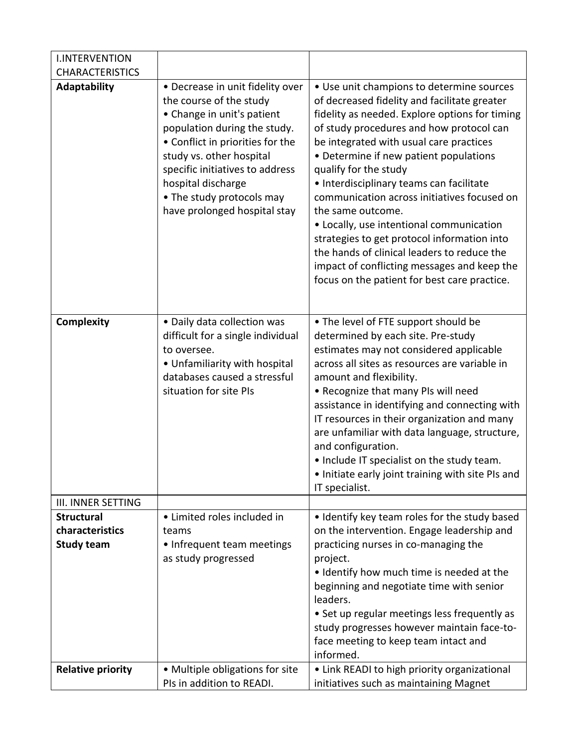| I.INTERVENTION CHARACTERISTICS | | |
|---|---|---|
| **Adaptability** | • Decrease in unit fidelity over the course of the study<br>• Change in unit's patient population during the study.<br>• Conflict in priorities for the study vs. other hospital specific initiatives to address hospital discharge<br>• The study protocols may have prolonged hospital stay | • Use unit champions to determine sources of decreased fidelity and facilitate greater fidelity as needed. Explore options for timing of study procedures and how protocol can be integrated with usual care practices<br>• Determine if new patient populations qualify for the study<br>• Interdisciplinary teams can facilitate communication across initiatives focused on the same outcome.<br>• Locally, use intentional communication strategies to get protocol information into the hands of clinical leaders to reduce the impact of conflicting messages and keep the focus on the patient for best care practice. |
| **Complexity** | • Daily data collection was difficult for a single individual to oversee.<br>• Unfamiliarity with hospital databases caused a stressful situation for site PIs | • The level of FTE support should be determined by each site. Pre-study estimates may not considered applicable across all sites as resources are variable in amount and flexibility.<br>• Recognize that many PIs will need assistance in identifying and connecting with IT resources in their organization and many are unfamiliar with data language, structure, and configuration.<br>• Include IT specialist on the study team.<br>• Initiate early joint training with site PIs and IT specialist. |
| III. INNER SETTING | | |
| **Structural characteristics Study team** | • Limited roles included in teams<br>• Infrequent team meetings as study progressed | • Identify key team roles for the study based on the intervention. Engage leadership and practicing nurses in co-managing the project.<br>• Identify how much time is needed at the beginning and negotiate time with senior leaders.<br>• Set up regular meetings less frequently as study progresses however maintain face-to-face meeting to keep team intact and informed. |
| **Relative priority** | • Multiple obligations for site PIs in addition to READI. | • Link READI to high priority organizational initiatives such as maintaining Magnet |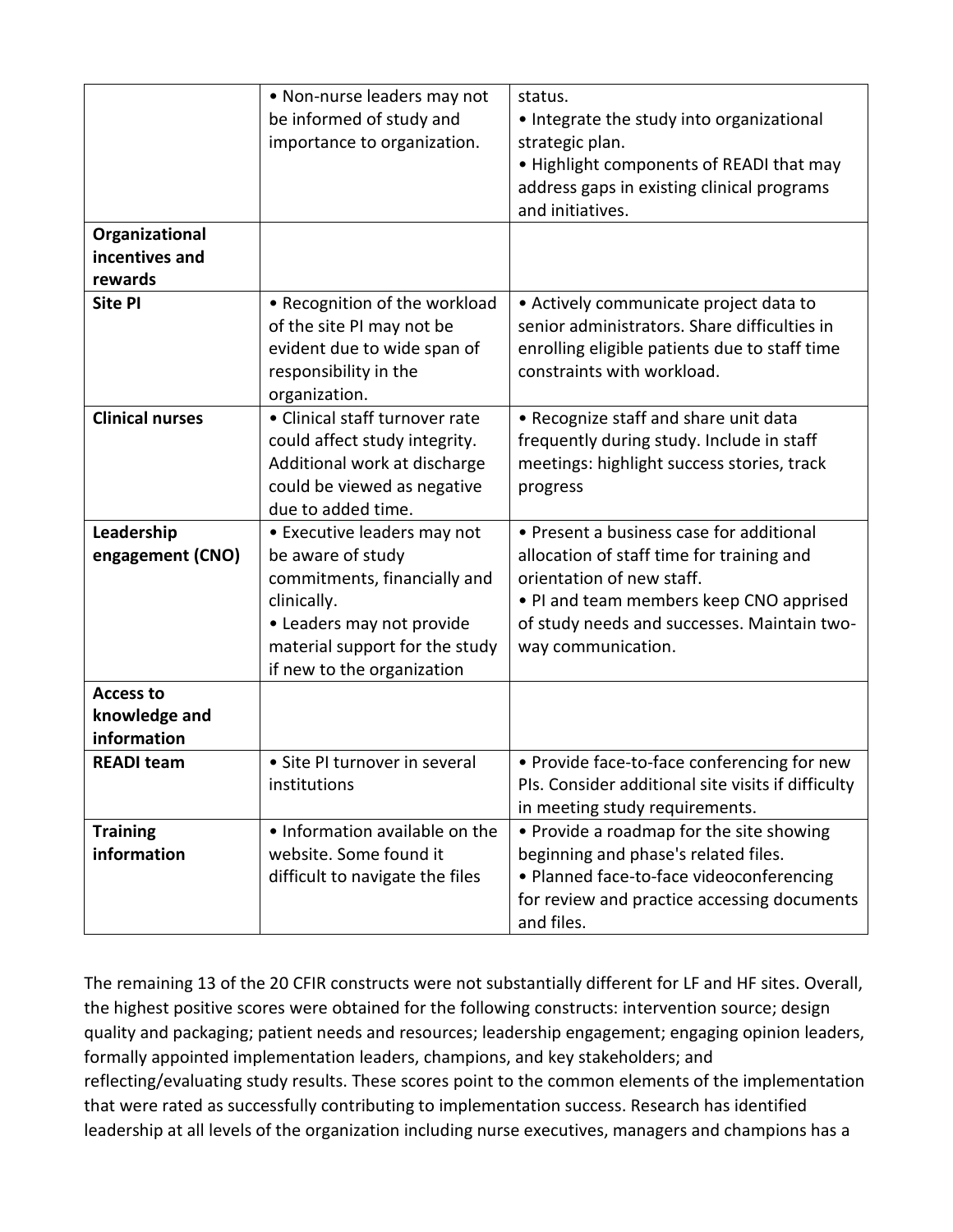| | | |
|---|---|---|
| | • Non-nurse leaders may not be informed of study and importance to organization. | status.<br>• Integrate the study into organizational strategic plan.<br>• Highlight components of READI that may address gaps in existing clinical programs and initiatives. |
| **Organizational incentives and rewards** | | |
| **Site PI** | • Recognition of the workload of the site PI may not be evident due to wide span of responsibility in the organization. | • Actively communicate project data to senior administrators. Share difficulties in enrolling eligible patients due to staff time constraints with workload. |
| **Clinical nurses** | • Clinical staff turnover rate could affect study integrity. Additional work at discharge could be viewed as negative due to added time. | • Recognize staff and share unit data frequently during study. Include in staff meetings: highlight success stories, track progress |
| **Leadership engagement (CNO)** | • Executive leaders may not be aware of study commitments, financially and clinically.<br>• Leaders may not provide material support for the study if new to the organization | • Present a business case for additional allocation of staff time for training and orientation of new staff.<br>• PI and team members keep CNO apprised of study needs and successes. Maintain two-way communication. |
| **Access to knowledge and information** | | |
| **READI team** | • Site PI turnover in several institutions | • Provide face-to-face conferencing for new PIs. Consider additional site visits if difficulty in meeting study requirements. |
| **Training information** | • Information available on the website. Some found it difficult to navigate the files | • Provide a roadmap for the site showing beginning and phase's related files.<br>• Planned face-to-face videoconferencing for review and practice accessing documents and files. |

The remaining 13 of the 20 CFIR constructs were not substantially different for LF and HF sites. Overall, the highest positive scores were obtained for the following constructs: intervention source; design quality and packaging; patient needs and resources; leadership engagement; engaging opinion leaders, formally appointed implementation leaders, champions, and key stakeholders; and reflecting/evaluating study results. These scores point to the common elements of the implementation that were rated as successfully contributing to implementation success. Research has identified leadership at all levels of the organization including nurse executives, managers and champions has a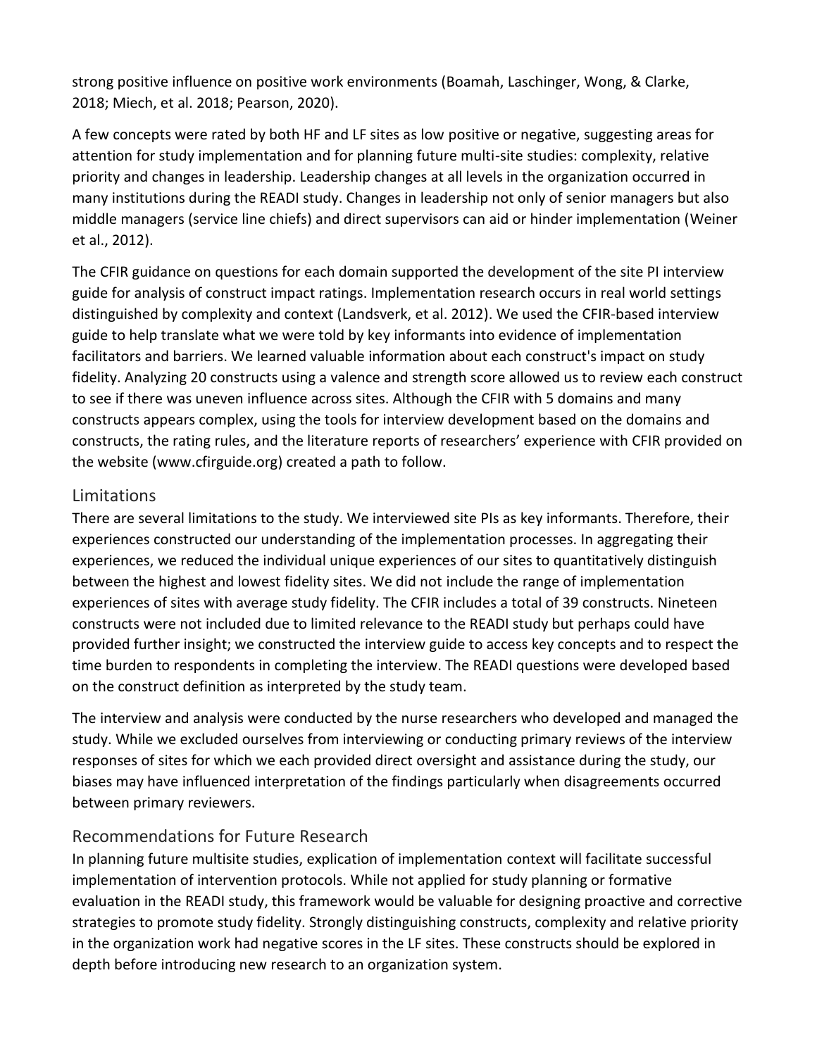strong positive influence on positive work environments (Boamah, Laschinger, Wong, & Clarke, 2018; Miech, et al. 2018; Pearson, 2020).

A few concepts were rated by both HF and LF sites as low positive or negative, suggesting areas for attention for study implementation and for planning future multi-site studies: complexity, relative priority and changes in leadership. Leadership changes at all levels in the organization occurred in many institutions during the READI study. Changes in leadership not only of senior managers but also middle managers (service line chiefs) and direct supervisors can aid or hinder implementation (Weiner et al., 2012).

The CFIR guidance on questions for each domain supported the development of the site PI interview guide for analysis of construct impact ratings. Implementation research occurs in real world settings distinguished by complexity and context (Landsverk, et al. 2012). We used the CFIR-based interview guide to help translate what we were told by key informants into evidence of implementation facilitators and barriers. We learned valuable information about each construct's impact on study fidelity. Analyzing 20 constructs using a valence and strength score allowed us to review each construct to see if there was uneven influence across sites. Although the CFIR with 5 domains and many constructs appears complex, using the tools for interview development based on the domains and constructs, the rating rules, and the literature reports of researchers' experience with CFIR provided on the website (www.cfirguide.org) created a path to follow.

## Limitations

There are several limitations to the study. We interviewed site PIs as key informants. Therefore, their experiences constructed our understanding of the implementation processes. In aggregating their experiences, we reduced the individual unique experiences of our sites to quantitatively distinguish between the highest and lowest fidelity sites. We did not include the range of implementation experiences of sites with average study fidelity. The CFIR includes a total of 39 constructs. Nineteen constructs were not included due to limited relevance to the READI study but perhaps could have provided further insight; we constructed the interview guide to access key concepts and to respect the time burden to respondents in completing the interview. The READI questions were developed based on the construct definition as interpreted by the study team.

The interview and analysis were conducted by the nurse researchers who developed and managed the study. While we excluded ourselves from interviewing or conducting primary reviews of the interview responses of sites for which we each provided direct oversight and assistance during the study, our biases may have influenced interpretation of the findings particularly when disagreements occurred between primary reviewers.

## Recommendations for Future Research

In planning future multisite studies, explication of implementation context will facilitate successful implementation of intervention protocols. While not applied for study planning or formative evaluation in the READI study, this framework would be valuable for designing proactive and corrective strategies to promote study fidelity. Strongly distinguishing constructs, complexity and relative priority in the organization work had negative scores in the LF sites. These constructs should be explored in depth before introducing new research to an organization system.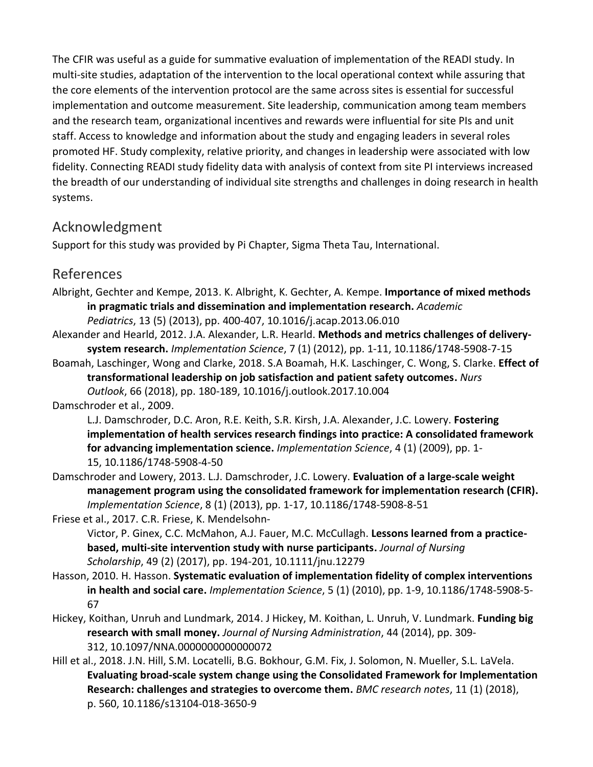The CFIR was useful as a guide for summative evaluation of implementation of the READI study. In multi-site studies, adaptation of the intervention to the local operational context while assuring that the core elements of the intervention protocol are the same across sites is essential for successful implementation and outcome measurement. Site leadership, communication among team members and the research team, organizational incentives and rewards were influential for site PIs and unit staff. Access to knowledge and information about the study and engaging leaders in several roles promoted HF. Study complexity, relative priority, and changes in leadership were associated with low fidelity. Connecting READI study fidelity data with analysis of context from site PI interviews increased the breadth of our understanding of individual site strengths and challenges in doing research in health systems.

## Acknowledgment

Support for this study was provided by Pi Chapter, Sigma Theta Tau, International.

## References

Albright, Gechter and Kempe, 2013. K. Albright, K. Gechter, A. Kempe. **Importance of mixed methods in pragmatic trials and dissemination and implementation research.** *Academic Pediatrics*, 13 (5) (2013), pp. 400-407, 10.1016/j.acap.2013.06.010

Alexander and Hearld, 2012. J.A. Alexander, L.R. Hearld. **Methods and metrics challenges of delivery-system research.** *Implementation Science*, 7 (1) (2012), pp. 1-11, 10.1186/1748-5908-7-15

Boamah, Laschinger, Wong and Clarke, 2018. S.A Boamah, H.K. Laschinger, C. Wong, S. Clarke. **Effect of transformational leadership on job satisfaction and patient safety outcomes.** *Nurs Outlook*, 66 (2018), pp. 180-189, 10.1016/j.outlook.2017.10.004

Damschroder et al., 2009. L.J. Damschroder, D.C. Aron, R.E. Keith, S.R. Kirsh, J.A. Alexander, J.C. Lowery. **Fostering implementation of health services research findings into practice: A consolidated framework for advancing implementation science.** *Implementation Science*, 4 (1) (2009), pp. 1-15, 10.1186/1748-5908-4-50

Damschroder and Lowery, 2013. L.J. Damschroder, J.C. Lowery. **Evaluation of a large-scale weight management program using the consolidated framework for implementation research (CFIR).** *Implementation Science*, 8 (1) (2013), pp. 1-17, 10.1186/1748-5908-8-51

Friese et al., 2017. C.R. Friese, K. Mendelsohn-Victor, P. Ginex, C.C. McMahon, A.J. Fauer, M.C. McCullagh. **Lessons learned from a practice-based, multi-site intervention study with nurse participants.** *Journal of Nursing Scholarship*, 49 (2) (2017), pp. 194-201, 10.1111/jnu.12279

Hasson, 2010. H. Hasson. **Systematic evaluation of implementation fidelity of complex interventions in health and social care.** *Implementation Science*, 5 (1) (2010), pp. 1-9, 10.1186/1748-5908-5-67

Hickey, Koithan, Unruh and Lundmark, 2014. J Hickey, M. Koithan, L. Unruh, V. Lundmark. **Funding big research with small money.** *Journal of Nursing Administration*, 44 (2014), pp. 309-312, 10.1097/NNA.0000000000000072

Hill et al., 2018. J.N. Hill, S.M. Locatelli, B.G. Bokhour, G.M. Fix, J. Solomon, N. Mueller, S.L. LaVela. **Evaluating broad-scale system change using the Consolidated Framework for Implementation Research: challenges and strategies to overcome them.** *BMC research notes*, 11 (1) (2018), p. 560, 10.1186/s13104-018-3650-9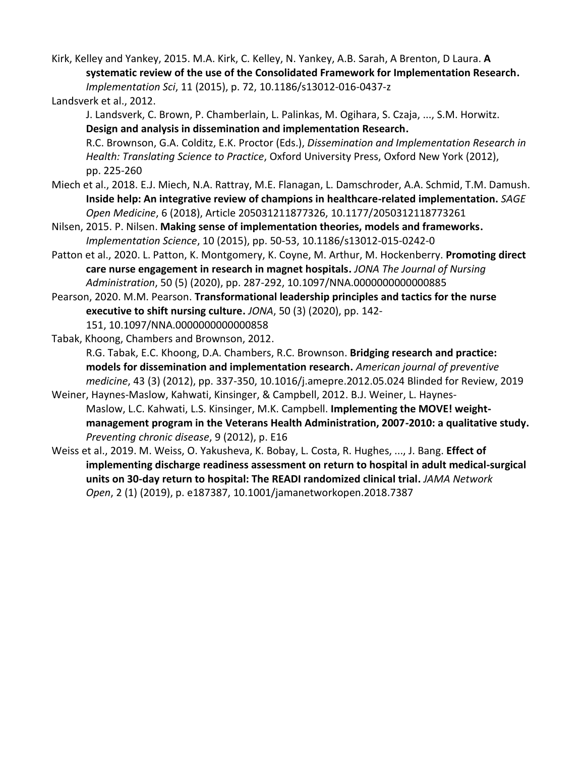Kirk, Kelley and Yankey, 2015. M.A. Kirk, C. Kelley, N. Yankey, A.B. Sarah, A Brenton, D Laura. **A systematic review of the use of the Consolidated Framework for Implementation Research.** *Implementation Sci*, 11 (2015), p. 72, 10.1186/s13012-016-0437-z

Landsverk et al., 2012.
J. Landsverk, C. Brown, P. Chamberlain, L. Palinkas, M. Ogihara, S. Czaja, ..., S.M. Horwitz. **Design and analysis in dissemination and implementation Research.**
R.C. Brownson, G.A. Colditz, E.K. Proctor (Eds.), *Dissemination and Implementation Research in Health: Translating Science to Practice*, Oxford University Press, Oxford New York (2012), pp. 225-260

Miech et al., 2018. E.J. Miech, N.A. Rattray, M.E. Flanagan, L. Damschroder, A.A. Schmid, T.M. Damush. **Inside help: An integrative review of champions in healthcare-related implementation.** *SAGE Open Medicine*, 6 (2018), Article 205031211877326, 10.1177/2050312118773261

Nilsen, 2015. P. Nilsen. **Making sense of implementation theories, models and frameworks.** *Implementation Science*, 10 (2015), pp. 50-53, 10.1186/s13012-015-0242-0

Patton et al., 2020. L. Patton, K. Montgomery, K. Coyne, M. Arthur, M. Hockenberry. **Promoting direct care nurse engagement in research in magnet hospitals.** *JONA The Journal of Nursing Administration*, 50 (5) (2020), pp. 287-292, 10.1097/NNA.0000000000000885

Pearson, 2020. M.M. Pearson. **Transformational leadership principles and tactics for the nurse executive to shift nursing culture.** *JONA*, 50 (3) (2020), pp. 142-151, 10.1097/NNA.0000000000000858

Tabak, Khoong, Chambers and Brownson, 2012.
R.G. Tabak, E.C. Khoong, D.A. Chambers, R.C. Brownson. **Bridging research and practice: models for dissemination and implementation research.** *American journal of preventive medicine*, 43 (3) (2012), pp. 337-350, 10.1016/j.amepre.2012.05.024 Blinded for Review, 2019

Weiner, Haynes-Maslow, Kahwati, Kinsinger, & Campbell, 2012. B.J. Weiner, L. Haynes-Maslow, L.C. Kahwati, L.S. Kinsinger, M.K. Campbell. **Implementing the MOVE! weight-management program in the Veterans Health Administration, 2007-2010: a qualitative study.** *Preventing chronic disease*, 9 (2012), p. E16

Weiss et al., 2019. M. Weiss, O. Yakusheva, K. Bobay, L. Costa, R. Hughes, ..., J. Bang. **Effect of implementing discharge readiness assessment on return to hospital in adult medical-surgical units on 30-day return to hospital: The READI randomized clinical trial.** *JAMA Network Open*, 2 (1) (2019), p. e187387, 10.1001/jamanetworkopen.2018.7387